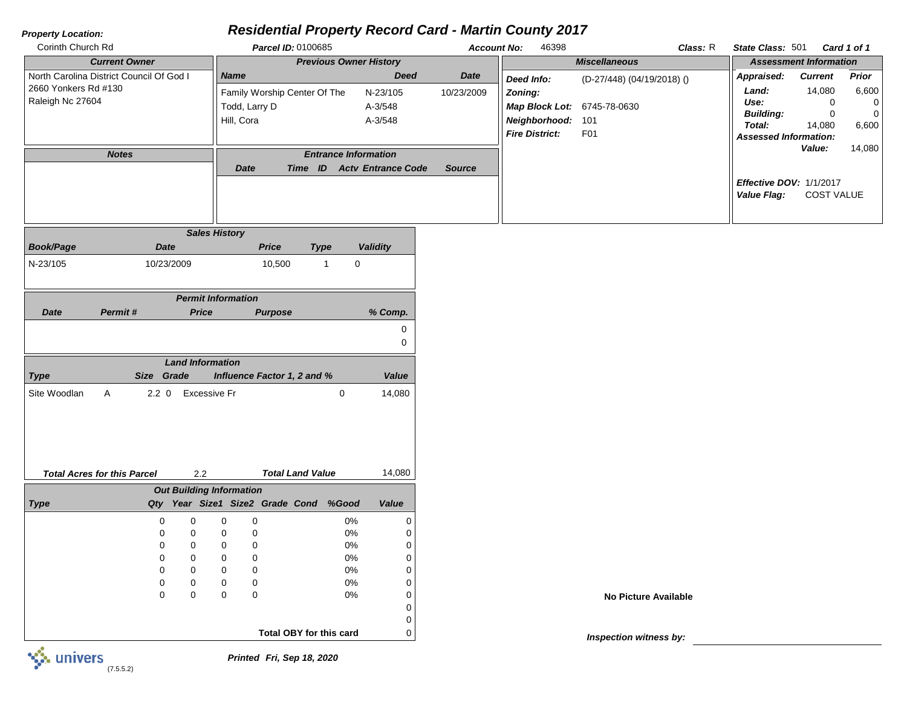# Residential Property Record Card - Martin County 2017

**Property Location:** Corinth Church Rd

**Parcel ID:** 0100685 **Account No:** 46398 **Class:** R **State Class:** 501 **Card 1 of 1**

## Current Owner

North Carolina District Council Of God I
2660 Yonkers Rd #130
Raleigh Nc 27604

## Previous Owner History

| Name | Deed | Date |
|---|---|---|
| Family Worship Center Of The | N-23/105 | 10/23/2009 |
| Todd, Larry D | A-3/548 | |
| Hill, Cora | A-3/548 | |

## Miscellaneous

**Deed Info:** (D-27/448) (04/19/2018) ()
**Zoning:**
**Map Block Lot:** 6745-78-0630
**Neighborhood:** 101
**Fire District:** F01

## Assessment Information

| Appraised: | Current | Prior |
|---|---|---|
| Land: | 14,080 | 6,600 |
| Use: | 0 | 0 |
| Building: | 0 | 0 |
| Total: | 14,080 | 6,600 |

**Assessed Information:**
**Value:** 14,080

**Effective DOV:** 1/1/2017
**Value Flag:** COST VALUE

## Notes

## Entrance Information

| Date | Time | ID | Actv | Entrance Code | Source |
|---|---|---|---|---|---|

## Sales History

| Book/Page | Date | Price | Type | Validity |
|---|---|---|---|---|
| N-23/105 | 10/23/2009 | 10,500 | 1 | 0 |

## Permit Information

| Date | Permit # | Price | Purpose | % Comp. |
|---|---|---|---|---|
| | | | | 0 |
| | | | | 0 |

## Land Information

| Type | | Size | Grade | Influence Factor 1, 2 and % | | Value |
|---|---|---|---|---|---|---|
| Site Woodlan | A | 2.2 | 0 | Excessive Fr | 0 | 14,080 |

**Total Acres for this Parcel** 2.2 **Total Land Value** 14,080

## Out Building Information

| Type | Qty | Year | Size1 | Size2 | Grade | Cond | %Good | Value |
|---|---|---|---|---|---|---|---|---|
| | 0 | 0 | 0 | 0 | | | 0% | 0 |
| | 0 | 0 | 0 | 0 | | | 0% | 0 |
| | 0 | 0 | 0 | 0 | | | 0% | 0 |
| | 0 | 0 | 0 | 0 | | | 0% | 0 |
| | 0 | 0 | 0 | 0 | | | 0% | 0 |
| | 0 | 0 | 0 | 0 | | | 0% | 0 |
| | 0 | 0 | 0 | 0 | | | 0% | 0 |
| | | | | | | | | 0 |
| | | | | | | | | 0 |

**Total OBY for this card** 0

**No Picture Available**

**Inspection witness by:** ____________________

univers (7.5.5.2)

*Printed Fri, Sep 18, 2020*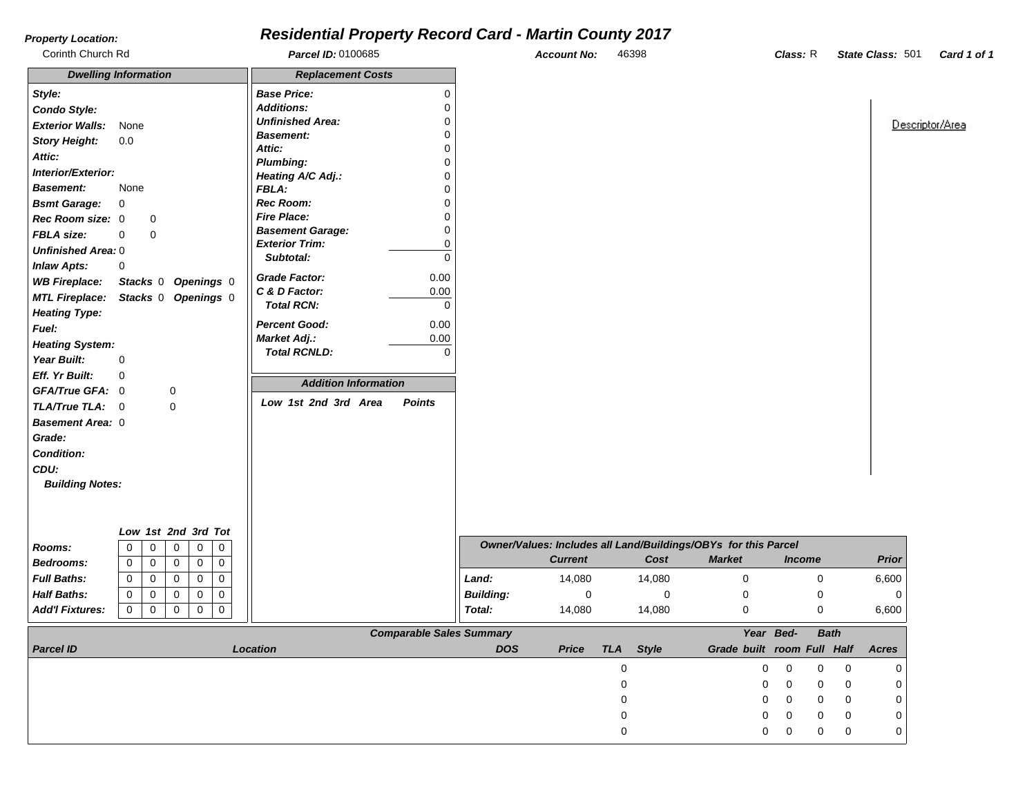**Property Location:**
Corinth Church Rd

# Residential Property Record Card - Martin County 2017

**Parcel ID:** 0100685 **Account No:** 46398 **Class:** R **State Class:** 501 **Card 1 of 1**

## Dwelling Information

**Style:**
**Condo Style:**
**Exterior Walls:** None
**Story Height:** 0.0
**Attic:**
**Interior/Exterior:**
**Basement:** None
**Bsmt Garage:** 0
**Rec Room size:** 0 0
**FBLA size:** 0 0
**Unfinished Area:** 0
**Inlaw Apts:** 0
**WB Fireplace:** Stacks 0 Openings 0
**MTL Fireplace:** Stacks 0 Openings 0
**Heating Type:**
**Fuel:**
**Heating System:**
**Year Built:** 0
**Eff. Yr Built:** 0
**GFA/True GFA:** 0 0
**TLA/True TLA:** 0 0
**Basement Area:** 0
**Grade:**
**Condition:**
**CDU:**
**Building Notes:**

| | Low | 1st | 2nd | 3rd | Tot |
|---|---|---|---|---|---|
| **Rooms:** | 0 | 0 | 0 | 0 | 0 |
| **Bedrooms:** | 0 | 0 | 0 | 0 | 0 |
| **Full Baths:** | 0 | 0 | 0 | 0 | 0 |
| **Half Baths:** | 0 | 0 | 0 | 0 | 0 |
| **Add'l Fixtures:** | 0 | 0 | 0 | 0 | 0 |

## Replacement Costs

| | |
|---|---|
| **Base Price:** | 0 |
| **Additions:** | 0 |
| **Unfinished Area:** | 0 |
| **Basement:** | 0 |
| **Attic:** | 0 |
| **Plumbing:** | 0 |
| **Heating A/C Adj.:** | 0 |
| **FBLA:** | 0 |
| **Rec Room:** | 0 |
| **Fire Place:** | 0 |
| **Basement Garage:** | 0 |
| **Exterior Trim:** | 0 |
| **Subtotal:** | 0 |
| **Grade Factor:** | 0.00 |
| **C & D Factor:** | 0.00 |
| **Total RCN:** | 0 |
| **Percent Good:** | 0.00 |
| **Market Adj.:** | 0.00 |
| **Total RCNLD:** | 0 |

## Addition Information

| Low | 1st | 2nd | 3rd | Area | Points |
|---|---|---|---|---|---|

Descriptor/Area

## Owner/Values: Includes all Land/Buildings/OBYs for this Parcel

| | Current | Cost | Market | Income | Prior |
|---|---|---|---|---|---|
| **Land:** | 14,080 | 14,080 | 0 | 0 | 6,600 |
| **Building:** | 0 | 0 | 0 | 0 | 0 |
| **Total:** | 14,080 | 14,080 | 0 | 0 | 6,600 |

## Comparable Sales Summary

| Parcel ID | Location | DOS | Price | TLA | Style | Grade | Year built | Bed-room | Bath Full | Bath Half | Acres |
|---|---|---|---|---|---|---|---|---|---|---|---|
| | | | | 0 | | | 0 | 0 | 0 | 0 | 0 |
| | | | | 0 | | | 0 | 0 | 0 | 0 | 0 |
| | | | | 0 | | | 0 | 0 | 0 | 0 | 0 |
| | | | | 0 | | | 0 | 0 | 0 | 0 | 0 |
| | | | | 0 | | | 0 | 0 | 0 | 0 | 0 |